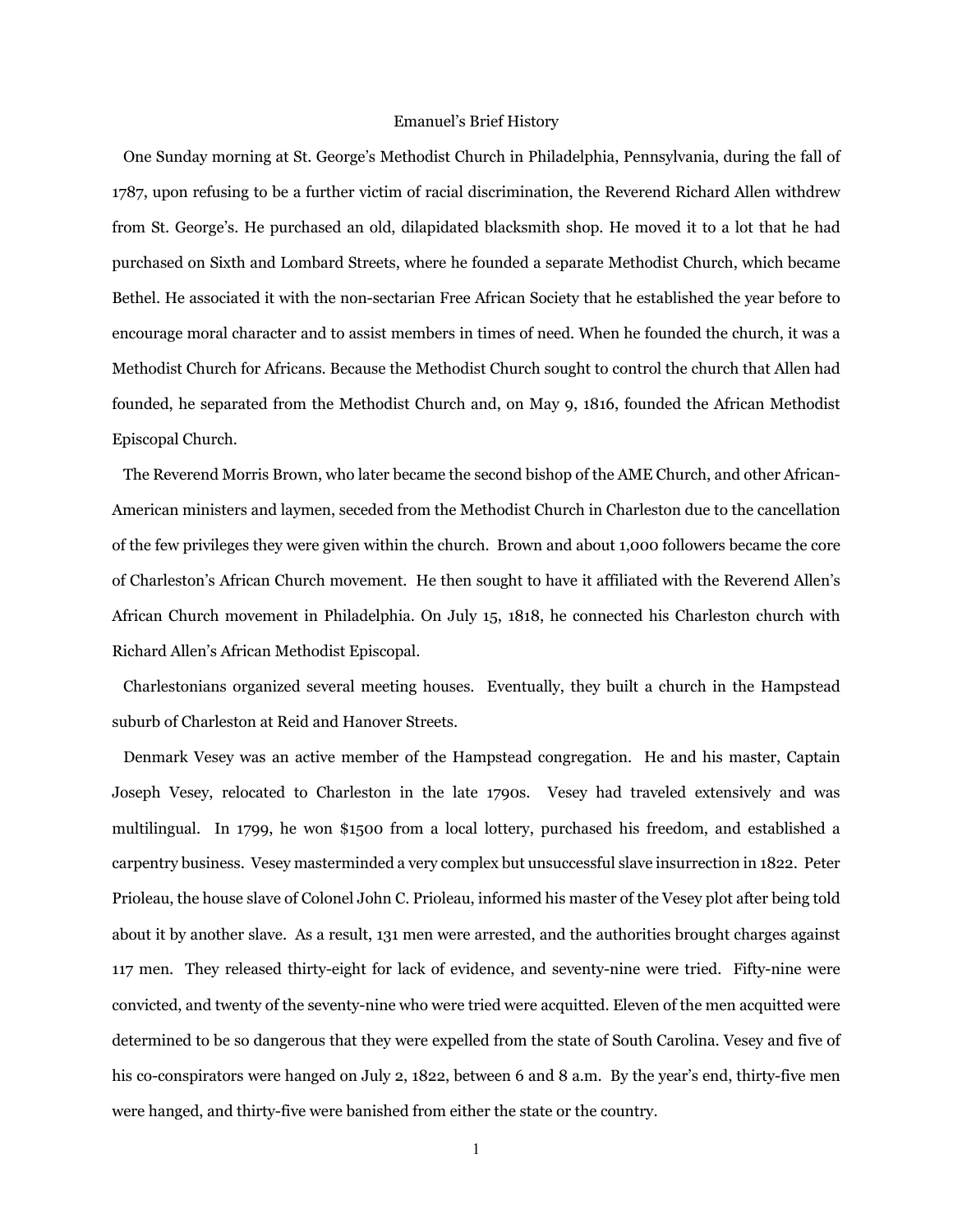# Emanuel's Brief History

One Sunday morning at St. George's Methodist Church in Philadelphia, Pennsylvania, during the fall of 1787, upon refusing to be a further victim of racial discrimination, the Reverend Richard Allen withdrew from St. George's. He purchased an old, dilapidated blacksmith shop. He moved it to a lot that he had purchased on Sixth and Lombard Streets, where he founded a separate Methodist Church, which became Bethel. He associated it with the non-sectarian Free African Society that he established the year before to encourage moral character and to assist members in times of need. When he founded the church, it was a Methodist Church for Africans. Because the Methodist Church sought to control the church that Allen had founded, he separated from the Methodist Church and, on May 9, 1816, founded the African Methodist Episcopal Church.

The Reverend Morris Brown, who later became the second bishop of the AME Church, and other African-American ministers and laymen, seceded from the Methodist Church in Charleston due to the cancellation of the few privileges they were given within the church. Brown and about 1,000 followers became the core of Charleston's African Church movement. He then sought to have it affiliated with the Reverend Allen's African Church movement in Philadelphia. On July 15, 1818, he connected his Charleston church with Richard Allen's African Methodist Episcopal.

Charlestonians organized several meeting houses. Eventually, they built a church in the Hampstead suburb of Charleston at Reid and Hanover Streets.

Denmark Vesey was an active member of the Hampstead congregation. He and his master, Captain Joseph Vesey, relocated to Charleston in the late 1790s. Vesey had traveled extensively and was multilingual. In 1799, he won $1500 from a local lottery, purchased his freedom, and established a carpentry business. Vesey masterminded a very complex but unsuccessful slave insurrection in 1822. Peter Prioleau, the house slave of Colonel John C. Prioleau, informed his master of the Vesey plot after being told about it by another slave. As a result, 131 men were arrested, and the authorities brought charges against 117 men. They released thirty-eight for lack of evidence, and seventy-nine were tried. Fifty-nine were convicted, and twenty of the seventy-nine who were tried were acquitted. Eleven of the men acquitted were determined to be so dangerous that they were expelled from the state of South Carolina. Vesey and five of his co-conspirators were hanged on July 2, 1822, between 6 and 8 a.m. By the year's end, thirty-five men were hanged, and thirty-five were banished from either the state or the country.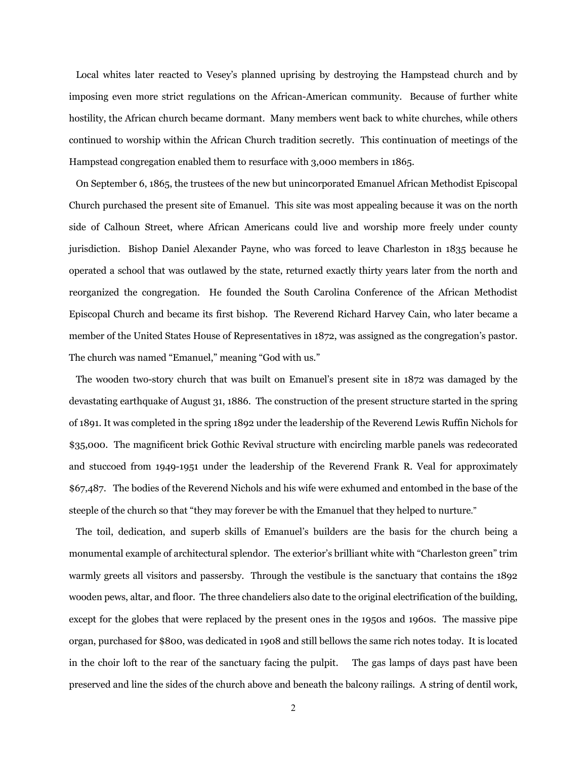Local whites later reacted to Vesey's planned uprising by destroying the Hampstead church and by imposing even more strict regulations on the African-American community. Because of further white hostility, the African church became dormant. Many members went back to white churches, while others continued to worship within the African Church tradition secretly. This continuation of meetings of the Hampstead congregation enabled them to resurface with 3,000 members in 1865.

On September 6, 1865, the trustees of the new but unincorporated Emanuel African Methodist Episcopal Church purchased the present site of Emanuel. This site was most appealing because it was on the north side of Calhoun Street, where African Americans could live and worship more freely under county jurisdiction. Bishop Daniel Alexander Payne, who was forced to leave Charleston in 1835 because he operated a school that was outlawed by the state, returned exactly thirty years later from the north and reorganized the congregation. He founded the South Carolina Conference of the African Methodist Episcopal Church and became its first bishop. The Reverend Richard Harvey Cain, who later became a member of the United States House of Representatives in 1872, was assigned as the congregation's pastor. The church was named "Emanuel," meaning "God with us."

The wooden two-story church that was built on Emanuel's present site in 1872 was damaged by the devastating earthquake of August 31, 1886. The construction of the present structure started in the spring of 1891. It was completed in the spring 1892 under the leadership of the Reverend Lewis Ruffin Nichols for $35,000. The magnificent brick Gothic Revival structure with encircling marble panels was redecorated and stuccoed from 1949-1951 under the leadership of the Reverend Frank R. Veal for approximately $67,487. The bodies of the Reverend Nichols and his wife were exhumed and entombed in the base of the steeple of the church so that "they may forever be with the Emanuel that they helped to nurture."

The toil, dedication, and superb skills of Emanuel's builders are the basis for the church being a monumental example of architectural splendor. The exterior's brilliant white with "Charleston green" trim warmly greets all visitors and passersby. Through the vestibule is the sanctuary that contains the 1892 wooden pews, altar, and floor. The three chandeliers also date to the original electrification of the building, except for the globes that were replaced by the present ones in the 1950s and 1960s. The massive pipe organ, purchased for $800, was dedicated in 1908 and still bellows the same rich notes today. It is located in the choir loft to the rear of the sanctuary facing the pulpit. The gas lamps of days past have been preserved and line the sides of the church above and beneath the balcony railings. A string of dentil work,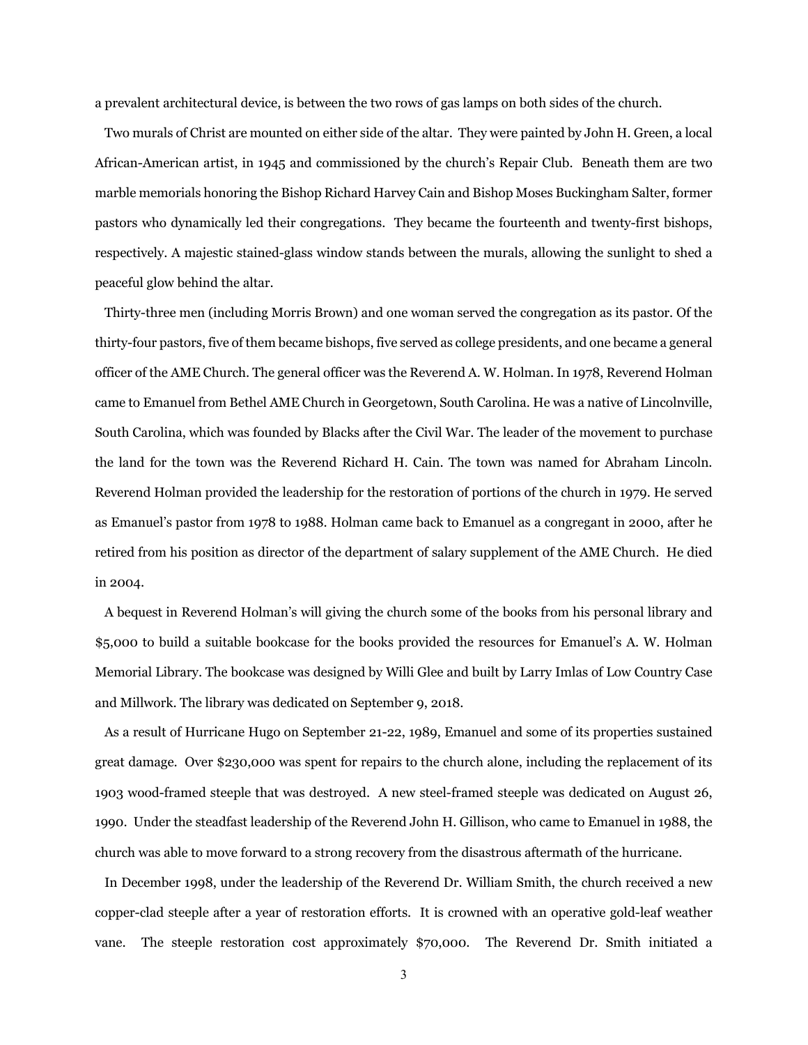a prevalent architectural device, is between the two rows of gas lamps on both sides of the church.

Two murals of Christ are mounted on either side of the altar. They were painted by John H. Green, a local African-American artist, in 1945 and commissioned by the church's Repair Club. Beneath them are two marble memorials honoring the Bishop Richard Harvey Cain and Bishop Moses Buckingham Salter, former pastors who dynamically led their congregations. They became the fourteenth and twenty-first bishops, respectively. A majestic stained-glass window stands between the murals, allowing the sunlight to shed a peaceful glow behind the altar.

Thirty-three men (including Morris Brown) and one woman served the congregation as its pastor. Of the thirty-four pastors, five of them became bishops, five served as college presidents, and one became a general officer of the AME Church. The general officer was the Reverend A. W. Holman. In 1978, Reverend Holman came to Emanuel from Bethel AME Church in Georgetown, South Carolina. He was a native of Lincolnville, South Carolina, which was founded by Blacks after the Civil War. The leader of the movement to purchase the land for the town was the Reverend Richard H. Cain. The town was named for Abraham Lincoln. Reverend Holman provided the leadership for the restoration of portions of the church in 1979. He served as Emanuel's pastor from 1978 to 1988. Holman came back to Emanuel as a congregant in 2000, after he retired from his position as director of the department of salary supplement of the AME Church. He died in 2004.

A bequest in Reverend Holman's will giving the church some of the books from his personal library and $5,000 to build a suitable bookcase for the books provided the resources for Emanuel's A. W. Holman Memorial Library. The bookcase was designed by Willi Glee and built by Larry Imlas of Low Country Case and Millwork. The library was dedicated on September 9, 2018.

As a result of Hurricane Hugo on September 21-22, 1989, Emanuel and some of its properties sustained great damage. Over $230,000 was spent for repairs to the church alone, including the replacement of its 1903 wood-framed steeple that was destroyed. A new steel-framed steeple was dedicated on August 26, 1990. Under the steadfast leadership of the Reverend John H. Gillison, who came to Emanuel in 1988, the church was able to move forward to a strong recovery from the disastrous aftermath of the hurricane.

In December 1998, under the leadership of the Reverend Dr. William Smith, the church received a new copper-clad steeple after a year of restoration efforts. It is crowned with an operative gold-leaf weather vane. The steeple restoration cost approximately $70,000. The Reverend Dr. Smith initiated a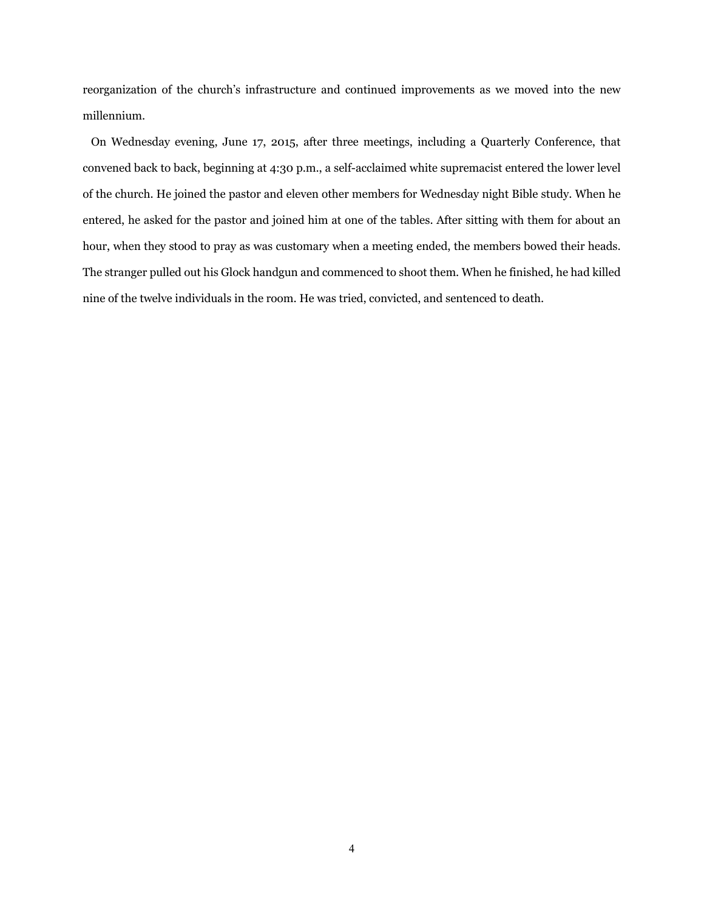reorganization of the church's infrastructure and continued improvements as we moved into the new millennium.

On Wednesday evening, June 17, 2015, after three meetings, including a Quarterly Conference, that convened back to back, beginning at 4:30 p.m., a self-acclaimed white supremacist entered the lower level of the church. He joined the pastor and eleven other members for Wednesday night Bible study. When he entered, he asked for the pastor and joined him at one of the tables. After sitting with them for about an hour, when they stood to pray as was customary when a meeting ended, the members bowed their heads. The stranger pulled out his Glock handgun and commenced to shoot them. When he finished, he had killed nine of the twelve individuals in the room. He was tried, convicted, and sentenced to death.